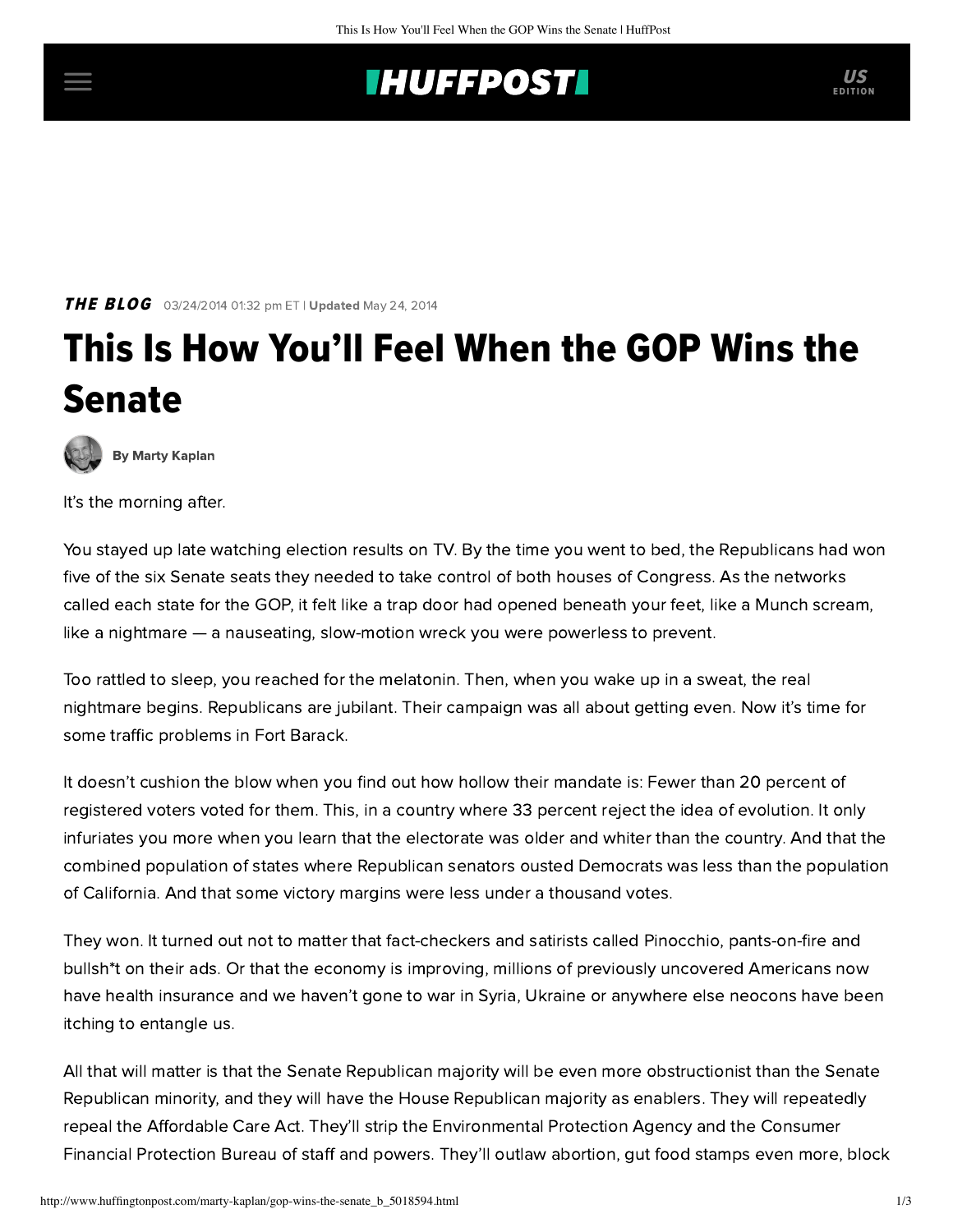**THE BLOG** 03/24/2014 01:32 pm ET | **Updated** May 24, 2014

# This Is How You'll Feel When the GOP Wins the Senate

**By Marty Kaplan**

It's the morning after.

You stayed up late watching election results on TV. By the time you went to bed, the Republicans had won five of the six Senate seats they needed to take control of both houses of Congress. As the networks called each state for the GOP, it felt like a trap door had opened beneath your feet, like a Munch scream, like a nightmare — a nauseating, slow-motion wreck you were powerless to prevent.

Too rattled to sleep, you reached for the melatonin. Then, when you wake up in a sweat, the real nightmare begins. Republicans are jubilant. Their campaign was all about getting even. Now it's time for some traffic problems in Fort Barack.

It doesn't cushion the blow when you find out how hollow their mandate is: Fewer than 20 percent of registered voters voted for them. This, in a country where 33 percent reject the idea of evolution. It only infuriates you more when you learn that the electorate was older and whiter than the country. And that the combined population of states where Republican senators ousted Democrats was less than the population of California. And that some victory margins were less under a thousand votes.

They won. It turned out not to matter that fact-checkers and satirists called Pinocchio, pants-on-fire and bullsh*t on their ads. Or that the economy is improving, millions of previously uncovered Americans now have health insurance and we haven't gone to war in Syria, Ukraine or anywhere else neocons have been itching to entangle us.

All that will matter is that the Senate Republican majority will be even more obstructionist than the Senate Republican minority, and they will have the House Republican majority as enablers. They will repeatedly repeal the Affordable Care Act. They'll strip the Environmental Protection Agency and the Consumer Financial Protection Bureau of staff and powers. They'll outlaw abortion, gut food stamps even more, block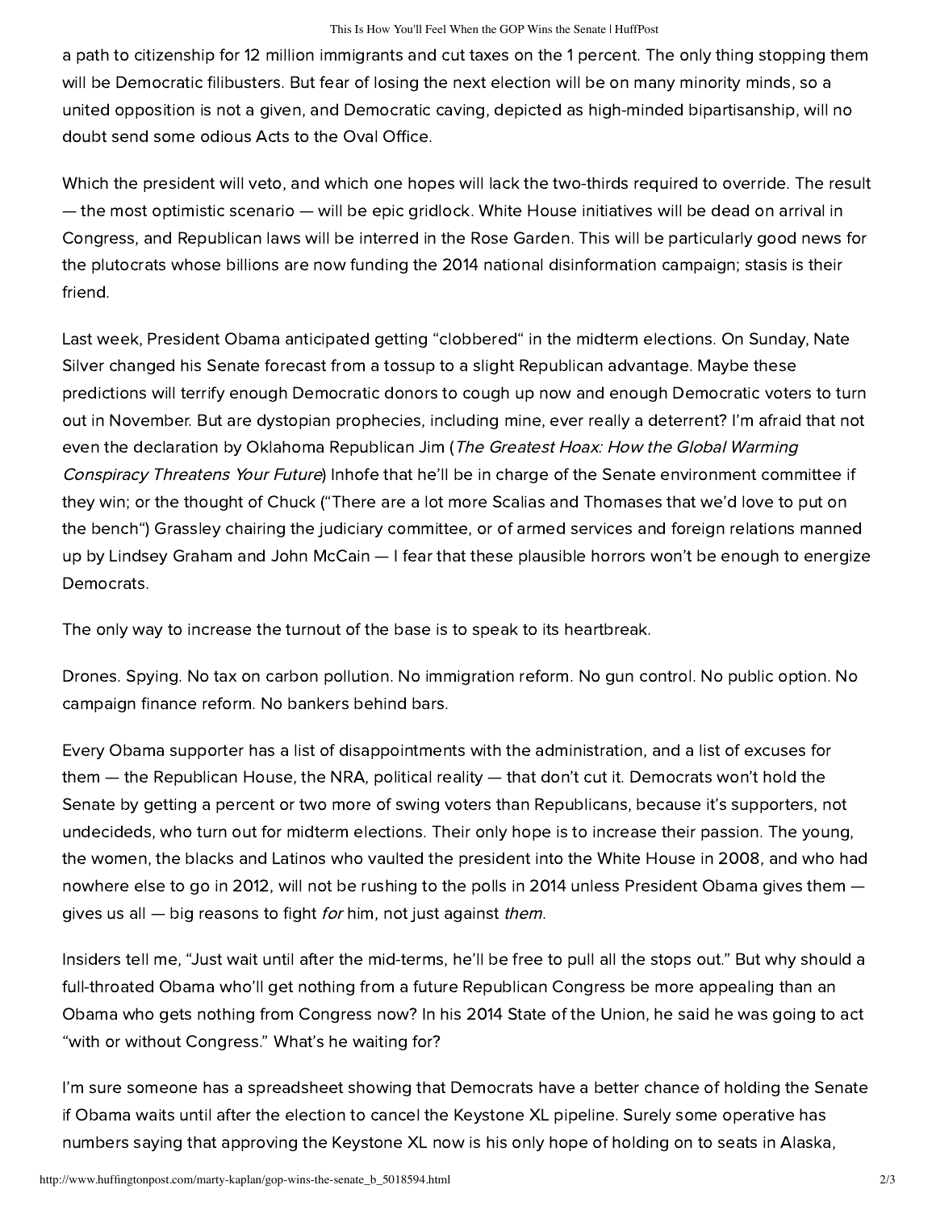a path to citizenship for 12 million immigrants and cut taxes on the 1 percent. The only thing stopping them will be Democratic filibusters. But fear of losing the next election will be on many minority minds, so a united opposition is not a given, and Democratic caving, depicted as high-minded bipartisanship, will no doubt send some odious Acts to the Oval Office.

Which the president will veto, and which one hopes will lack the two-thirds required to override. The result — the most optimistic scenario — will be epic gridlock. White House initiatives will be dead on arrival in Congress, and Republican laws will be interred in the Rose Garden. This will be particularly good news for the plutocrats whose billions are now funding the 2014 national disinformation campaign; stasis is their friend.

Last week, President Obama anticipated getting "clobbered" in the midterm elections. On Sunday, Nate Silver changed his Senate forecast from a tossup to a slight Republican advantage. Maybe these predictions will terrify enough Democratic donors to cough up now and enough Democratic voters to turn out in November. But are dystopian prophecies, including mine, ever really a deterrent? I'm afraid that not even the declaration by Oklahoma Republican Jim (*The Greatest Hoax: How the Global Warming Conspiracy Threatens Your Future*) Inhofe that he'll be in charge of the Senate environment committee if they win; or the thought of Chuck ("There are a lot more Scalias and Thomases that we'd love to put on the bench") Grassley chairing the judiciary committee, or of armed services and foreign relations manned up by Lindsey Graham and John McCain — I fear that these plausible horrors won't be enough to energize Democrats.

The only way to increase the turnout of the base is to speak to its heartbreak.

Drones. Spying. No tax on carbon pollution. No immigration reform. No gun control. No public option. No campaign finance reform. No bankers behind bars.

Every Obama supporter has a list of disappointments with the administration, and a list of excuses for them — the Republican House, the NRA, political reality — that don't cut it. Democrats won't hold the Senate by getting a percent or two more of swing voters than Republicans, because it's supporters, not undecideds, who turn out for midterm elections. Their only hope is to increase their passion. The young, the women, the blacks and Latinos who vaulted the president into the White House in 2008, and who had nowhere else to go in 2012, will not be rushing to the polls in 2014 unless President Obama gives them — gives us all — big reasons to fight *for* him, not just against *them*.

Insiders tell me, "Just wait until after the mid-terms, he'll be free to pull all the stops out." But why should a full-throated Obama who'll get nothing from a future Republican Congress be more appealing than an Obama who gets nothing from Congress now? In his 2014 State of the Union, he said he was going to act "with or without Congress." What's he waiting for?

I'm sure someone has a spreadsheet showing that Democrats have a better chance of holding the Senate if Obama waits until after the election to cancel the Keystone XL pipeline. Surely some operative has numbers saying that approving the Keystone XL now is his only hope of holding on to seats in Alaska,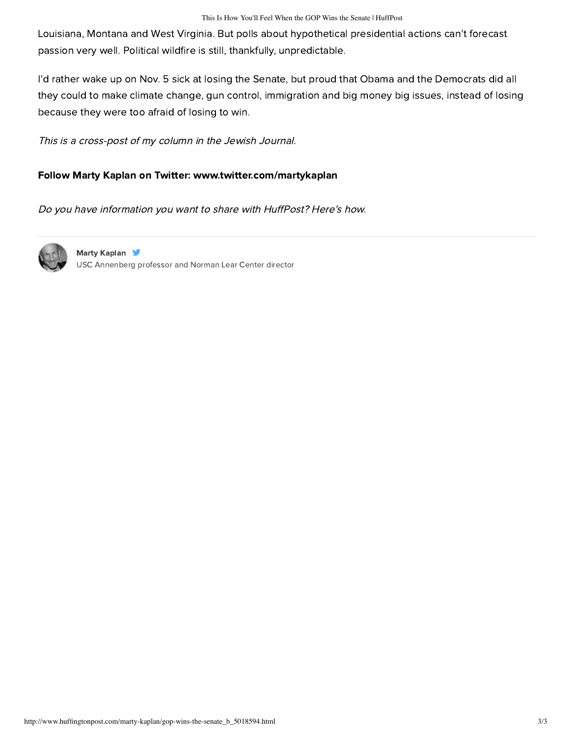Louisiana, Montana and West Virginia. But polls about hypothetical presidential actions can't forecast passion very well. Political wildfire is still, thankfully, unpredictable.

I'd rather wake up on Nov. 5 sick at losing the Senate, but proud that Obama and the Democrats did all they could to make climate change, gun control, immigration and big money big issues, instead of losing because they were too afraid of losing to win.

*This is a cross-post of my column in the Jewish Journal.*

**Follow Marty Kaplan on Twitter: www.twitter.com/martykaplan**

*Do you have information you want to share with HuffPost? Here's how.*

---

**Marty Kaplan**
USC Annenberg professor and Norman Lear Center director